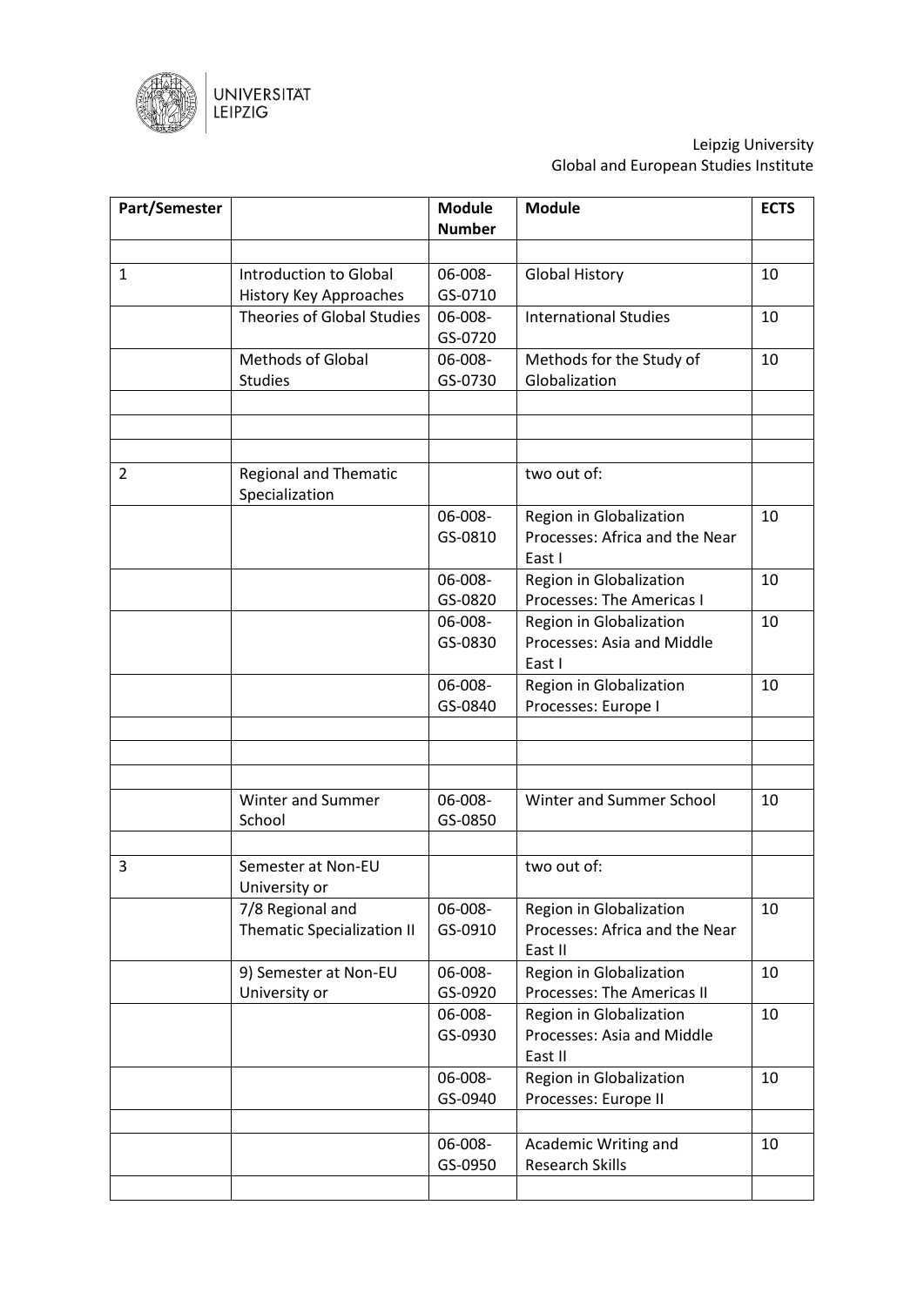UNIVERSITÄT LEIPZIG

Leipzig University
Global and European Studies Institute

| Part/Semester | | Module Number | Module | ECTS |
|---|---|---|---|---|
| | | | | |
| 1 | Introduction to Global History Key Approaches | 06-008-GS-0710 | Global History | 10 |
| | Theories of Global Studies | 06-008-GS-0720 | International Studies | 10 |
| | Methods of Global Studies | 06-008-GS-0730 | Methods for the Study of Globalization | 10 |
| | | | | |
| | | | | |
| | | | | |
| 2 | Regional and Thematic Specialization | | two out of: | |
| | | 06-008-GS-0810 | Region in Globalization Processes: Africa and the Near East I | 10 |
| | | 06-008-GS-0820 | Region in Globalization Processes: The Americas I | 10 |
| | | 06-008-GS-0830 | Region in Globalization Processes: Asia and Middle East I | 10 |
| | | 06-008-GS-0840 | Region in Globalization Processes: Europe I | 10 |
| | | | | |
| | | | | |
| | | | | |
| | Winter and Summer School | 06-008-GS-0850 | Winter and Summer School | 10 |
| | | | | |
| 3 | Semester at Non-EU University or | | two out of: | |
| | 7/8 Regional and Thematic Specialization II | 06-008-GS-0910 | Region in Globalization Processes: Africa and the Near East II | 10 |
| | 9) Semester at Non-EU University or | 06-008-GS-0920 | Region in Globalization Processes: The Americas II | 10 |
| | | 06-008-GS-0930 | Region in Globalization Processes: Asia and Middle East II | 10 |
| | | 06-008-GS-0940 | Region in Globalization Processes: Europe II | 10 |
| | | | | |
| | | 06-008-GS-0950 | Academic Writing and Research Skills | 10 |
| | | | | |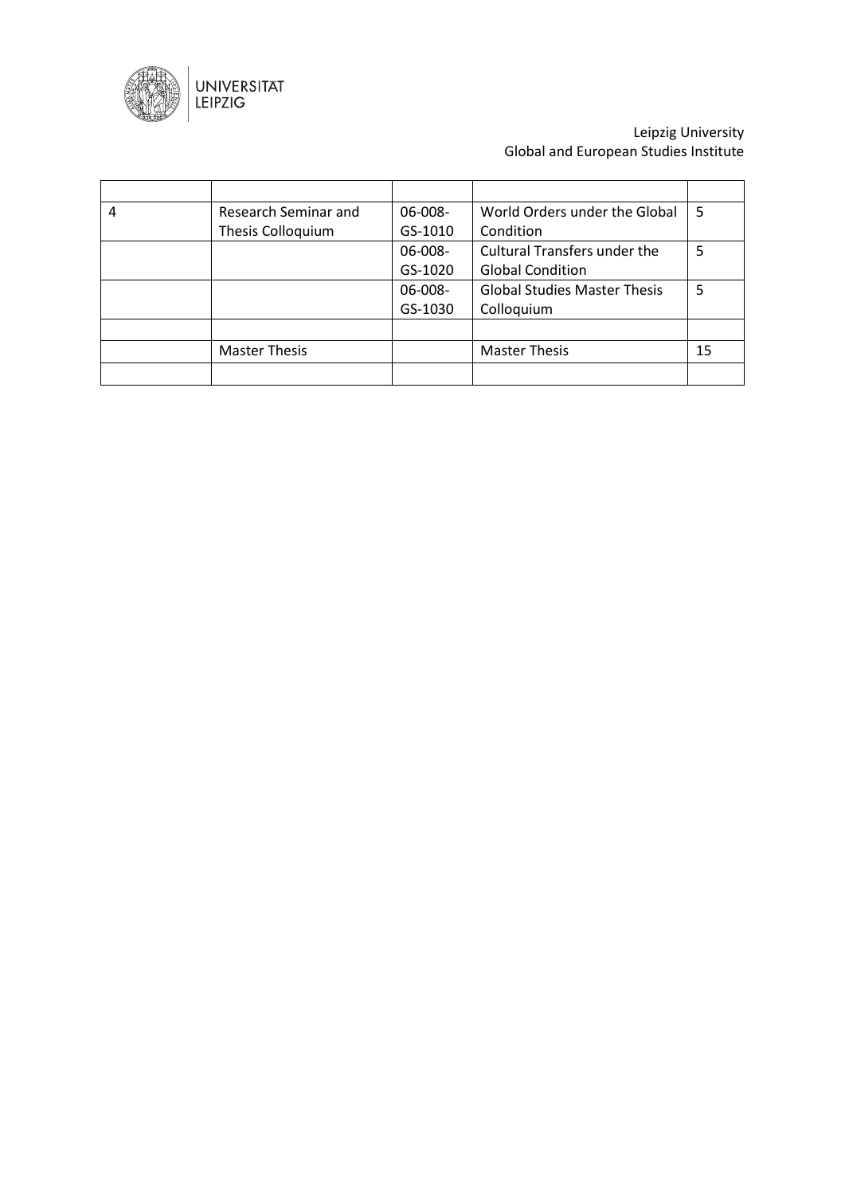Leipzig University
Global and European Studies Institute

| | | | | |
|---|---|---|---|---|
| | | | | |
| 4 | Research Seminar and Thesis Colloquium | 06-008-GS-1010 | World Orders under the Global Condition | 5 |
| | | 06-008-GS-1020 | Cultural Transfers under the Global Condition | 5 |
| | | 06-008-GS-1030 | Global Studies Master Thesis Colloquium | 5 |
| | | | | |
| | Master Thesis | | Master Thesis | 15 |
| | | | | |